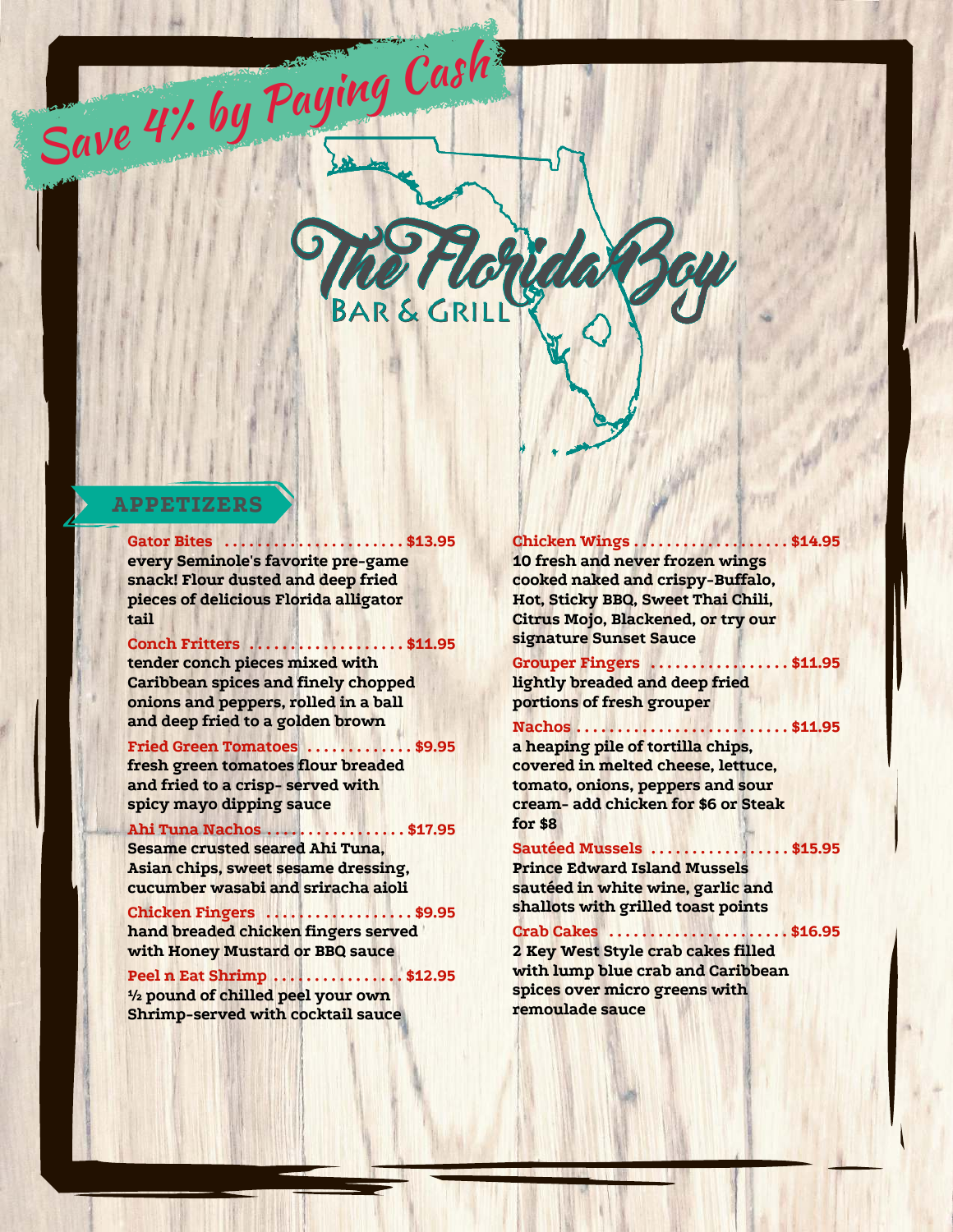Save 4% by Paying Cash

# The Florida Boy

BAR & GRILL

## APPETIZERS

**Gator Bites ...................... $13.95**
every Seminole's favorite pre-game snack! Flour dusted and deep fried pieces of delicious Florida alligator tail

**Conch Fritters ................... $11.95**
tender conch pieces mixed with Caribbean spices and finely chopped onions and peppers, rolled in a ball and deep fried to a golden brown

**Fried Green Tomatoes ............. $9.95**
fresh green tomatoes flour breaded and fried to a crisp- served with spicy mayo dipping sauce

**Ahi Tuna Nachos ................. $17.95**
Sesame crusted seared Ahi Tuna, Asian chips, sweet sesame dressing, cucumber wasabi and sriracha aioli

**Chicken Fingers .................. $9.95**
hand breaded chicken fingers served with Honey Mustard or BBQ sauce

**Peel n Eat Shrimp ................ $12.95**
½ pound of chilled peel your own Shrimp-served with cocktail sauce

**Chicken Wings ................... $14.95**
10 fresh and never frozen wings cooked naked and crispy-Buffalo, Hot, Sticky BBQ, Sweet Thai Chili, Citrus Mojo, Blackened, or try our signature Sunset Sauce

**Grouper Fingers ................. $11.95**
lightly breaded and deep fried portions of fresh grouper

**Nachos .......................... $11.95**
a heaping pile of tortilla chips, covered in melted cheese, lettuce, tomato, onions, peppers and sour cream- add chicken for $6 or Steak for $8

**Sautéed Mussels ................. $15.95**
Prince Edward Island Mussels sautéed in white wine, garlic and shallots with grilled toast points

**Crab Cakes ...................... $16.95**
2 Key West Style crab cakes filled with lump blue crab and Caribbean spices over micro greens with remoulade sauce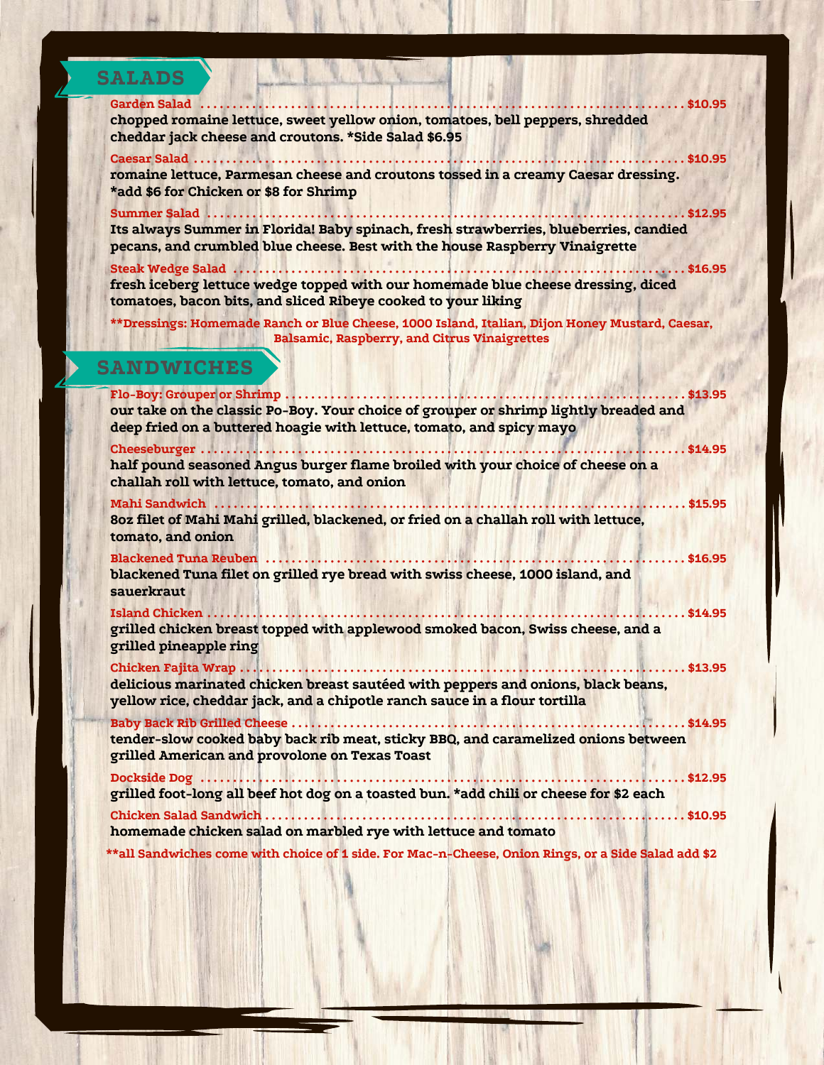## SALADS

**Garden Salad** ........................................ **$10.95**
chopped romaine lettuce, sweet yellow onion, tomatoes, bell peppers, shredded cheddar jack cheese and croutons. *Side Salad $6.95

**Caesar Salad** ........................................ **$10.95**
romaine lettuce, Parmesan cheese and croutons tossed in a creamy Caesar dressing. *add $6 for Chicken or $8 for Shrimp

**Summer Salad** ........................................ **$12.95**
Its always Summer in Florida! Baby spinach, fresh strawberries, blueberries, candied pecans, and crumbled blue cheese. Best with the house Raspberry Vinaigrette

**Steak Wedge Salad** ........................................ **$16.95**
fresh iceberg lettuce wedge topped with our homemade blue cheese dressing, diced tomatoes, bacon bits, and sliced Ribeye cooked to your liking

**Dressings: Homemade Ranch or Blue Cheese, 1000 Island, Italian, Dijon Honey Mustard, Caesar, Balsamic, Raspberry, and Citrus Vinaigrettes

## SANDWICHES

**Flo-Boy: Grouper or Shrimp** ........................................ **$13.95**
our take on the classic Po-Boy. Your choice of grouper or shrimp lightly breaded and deep fried on a buttered hoagie with lettuce, tomato, and spicy mayo

**Cheeseburger** ........................................ **$14.95**
half pound seasoned Angus burger flame broiled with your choice of cheese on a challah roll with lettuce, tomato, and onion

**Mahi Sandwich** ........................................ **$15.95**
8oz filet of Mahi Mahi grilled, blackened, or fried on a challah roll with lettuce, tomato, and onion

**Blackened Tuna Reuben** ........................................ **$16.95**
blackened Tuna filet on grilled rye bread with swiss cheese, 1000 island, and sauerkraut

**Island Chicken** ........................................ **$14.95**
grilled chicken breast topped with applewood smoked bacon, Swiss cheese, and a grilled pineapple ring

**Chicken Fajita Wrap** ........................................ **$13.95**
delicious marinated chicken breast sautéed with peppers and onions, black beans, yellow rice, cheddar jack, and a chipotle ranch sauce in a flour tortilla

**Baby Back Rib Grilled Cheese** ........................................ **$14.95**
tender-slow cooked baby back rib meat, sticky BBQ, and caramelized onions between grilled American and provolone on Texas Toast

**Dockside Dog** ........................................ **$12.95**
grilled foot-long all beef hot dog on a toasted bun. *add chili or cheese for $2 each

**Chicken Salad Sandwich** ........................................ **$10.95**
homemade chicken salad on marbled rye with lettuce and tomato

**all Sandwiches come with choice of 1 side. For Mac-n-Cheese, Onion Rings, or a Side Salad add $2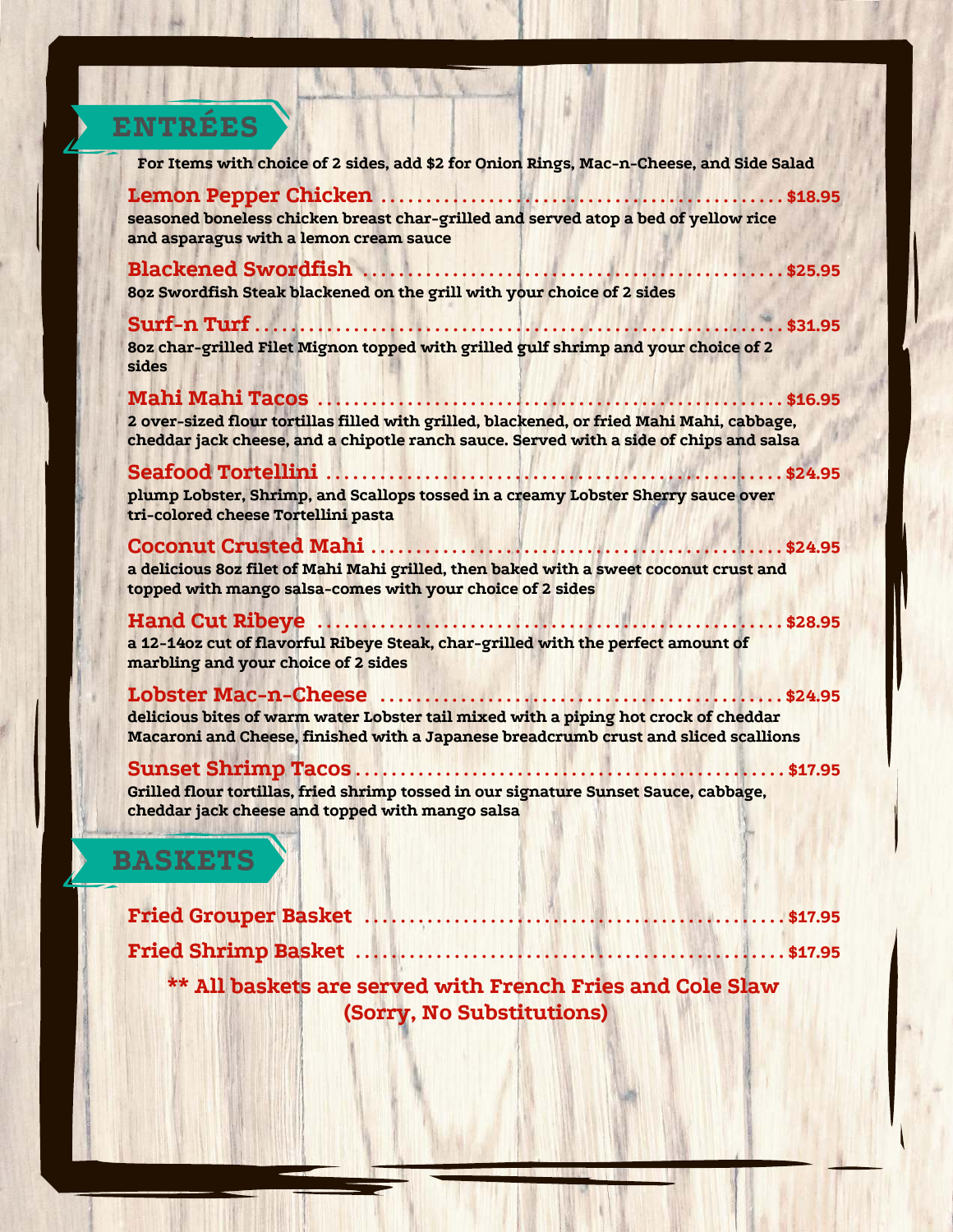## ENTRÉES

**For Items with choice of 2 sides, add $2 for Onion Rings, Mac-n-Cheese, and Side Salad**

**Lemon Pepper Chicken** ........ **$18.95**
seasoned boneless chicken breast char-grilled and served atop a bed of yellow rice and asparagus with a lemon cream sauce

**Blackened Swordfish** ........ **$25.95**
8oz Swordfish Steak blackened on the grill with your choice of 2 sides

**Surf-n Turf** ........ **$31.95**
8oz char-grilled Filet Mignon topped with grilled gulf shrimp and your choice of 2 sides

**Mahi Mahi Tacos** ........ **$16.95**
2 over-sized flour tortillas filled with grilled, blackened, or fried Mahi Mahi, cabbage, cheddar jack cheese, and a chipotle ranch sauce. Served with a side of chips and salsa

**Seafood Tortellini** ........ **$24.95**
plump Lobster, Shrimp, and Scallops tossed in a creamy Lobster Sherry sauce over tri-colored cheese Tortellini pasta

**Coconut Crusted Mahi** ........ **$24.95**
a delicious 8oz filet of Mahi Mahi grilled, then baked with a sweet coconut crust and topped with mango salsa-comes with your choice of 2 sides

**Hand Cut Ribeye** ........ **$28.95**
a 12-14oz cut of flavorful Ribeye Steak, char-grilled with the perfect amount of marbling and your choice of 2 sides

**Lobster Mac-n-Cheese** ........ **$24.95**
delicious bites of warm water Lobster tail mixed with a piping hot crock of cheddar Macaroni and Cheese, finished with a Japanese breadcrumb crust and sliced scallions

**Sunset Shrimp Tacos** ........ **$17.95**
Grilled flour tortillas, fried shrimp tossed in our signature Sunset Sauce, cabbage, cheddar jack cheese and topped with mango salsa

## BASKETS

**Fried Grouper Basket** ........ **$17.95**

**Fried Shrimp Basket** ........ **$17.95**

**** All baskets are served with French Fries and Cole Slaw (Sorry, No Substitutions)**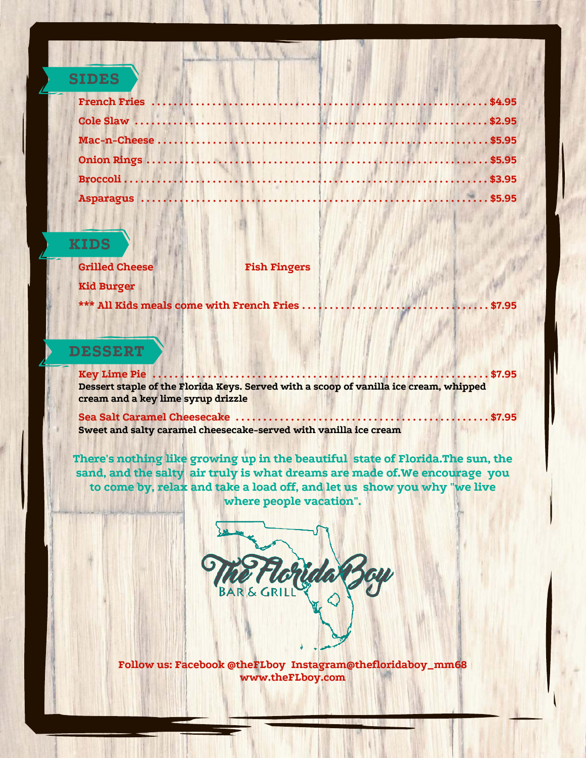## SIDES

**French Fries** ........ $4.95
**Cole Slaw** ........ $2.95
**Mac-n-Cheese** ........ $5.95
**Onion Rings** ........ $5.95
**Broccoli** ........ $3.95
**Asparagus** ........ $5.95

## KIDS

**Grilled Cheese**

**Fish Fingers**

**Kid Burger**

**\*\*\* All Kids meals come with French Fries** ........ $7.95

## DESSERT

**Key Lime Pie** ........ $7.95
Dessert staple of the Florida Keys. Served with a scoop of vanilla ice cream, whipped cream and a key lime syrup drizzle

**Sea Salt Caramel Cheesecake** ........ $7.95
Sweet and salty caramel cheesecake-served with vanilla ice cream

There's nothing like growing up in the beautiful state of Florida.The sun, the sand, and the salty air truly is what dreams are made of.We encourage you to come by, relax and take a load off, and let us show you why "we live where people vacation".

The Florida Boy
BAR & GRILL

Follow us: Facebook @theFLboy Instagram@thefloridaboy_mm68
www.theFLboy.com